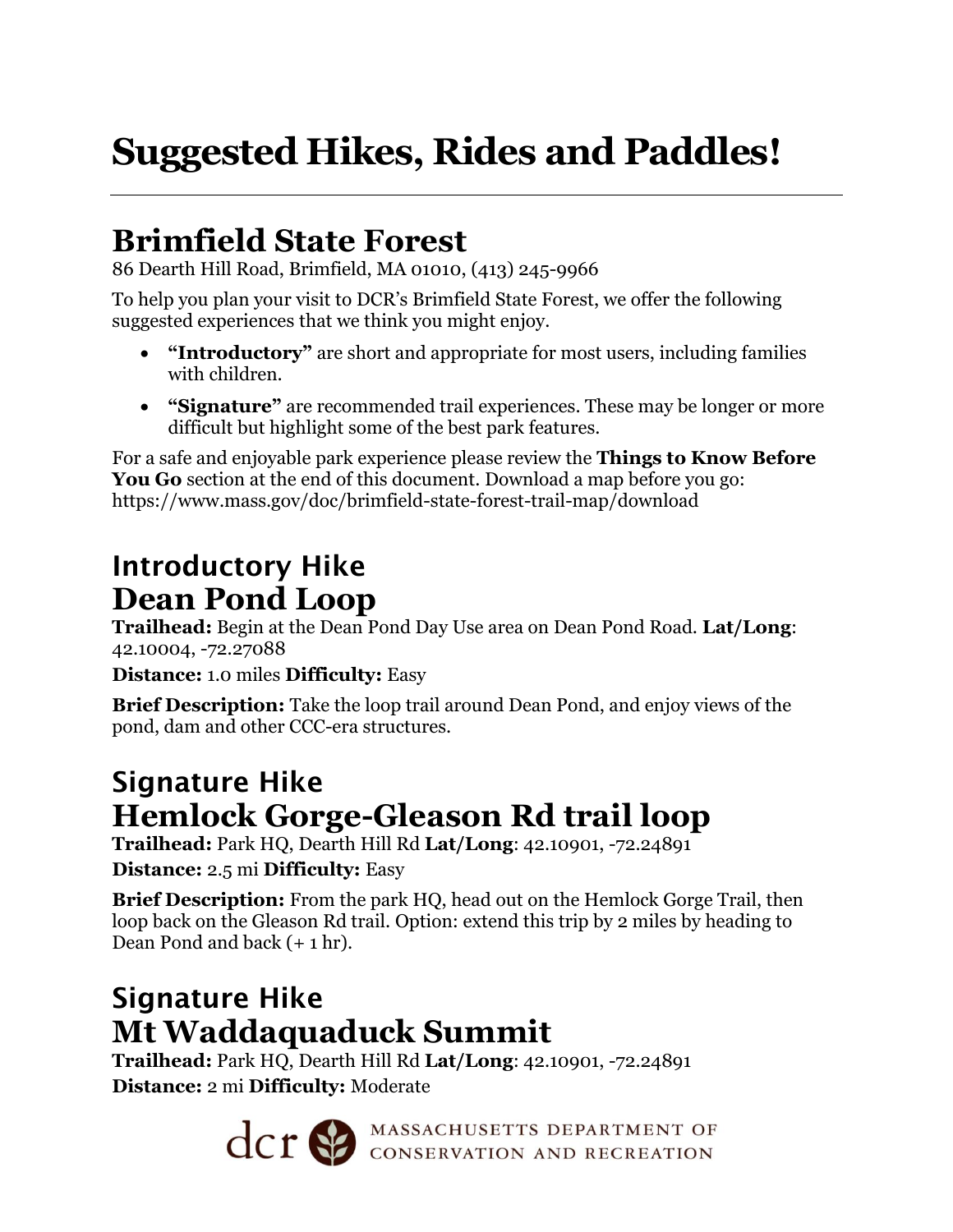# Suggested Hikes, Rides and Paddles!

## Brimfield State Forest

86 Dearth Hill Road, Brimfield, MA 01010, (413) 245-9966

To help you plan your visit to DCR's Brimfield State Forest, we offer the following suggested experiences that we think you might enjoy.

- **"Introductory"** are short and appropriate for most users, including families with children.
- **"Signature"** are recommended trail experiences. These may be longer or more difficult but highlight some of the best park features.

For a safe and enjoyable park experience please review the **Things to Know Before You Go** section at the end of this document. Download a map before you go: https://www.mass.gov/doc/brimfield-state-forest-trail-map/download

### Introductory Hike
## Dean Pond Loop

**Trailhead:** Begin at the Dean Pond Day Use area on Dean Pond Road. **Lat/Long**: 42.10004, -72.27088

**Distance:** 1.0 miles **Difficulty:** Easy

**Brief Description:** Take the loop trail around Dean Pond, and enjoy views of the pond, dam and other CCC-era structures.

### Signature Hike
## Hemlock Gorge-Gleason Rd trail loop

**Trailhead:** Park HQ, Dearth Hill Rd **Lat/Long**: 42.10901, -72.24891

**Distance:** 2.5 mi **Difficulty:** Easy

**Brief Description:** From the park HQ, head out on the Hemlock Gorge Trail, then loop back on the Gleason Rd trail. Option: extend this trip by 2 miles by heading to Dean Pond and back (+ 1 hr).

### Signature Hike
## Mt Waddaquaduck Summit

**Trailhead:** Park HQ, Dearth Hill Rd **Lat/Long**: 42.10901, -72.24891

**Distance:** 2 mi **Difficulty:** Moderate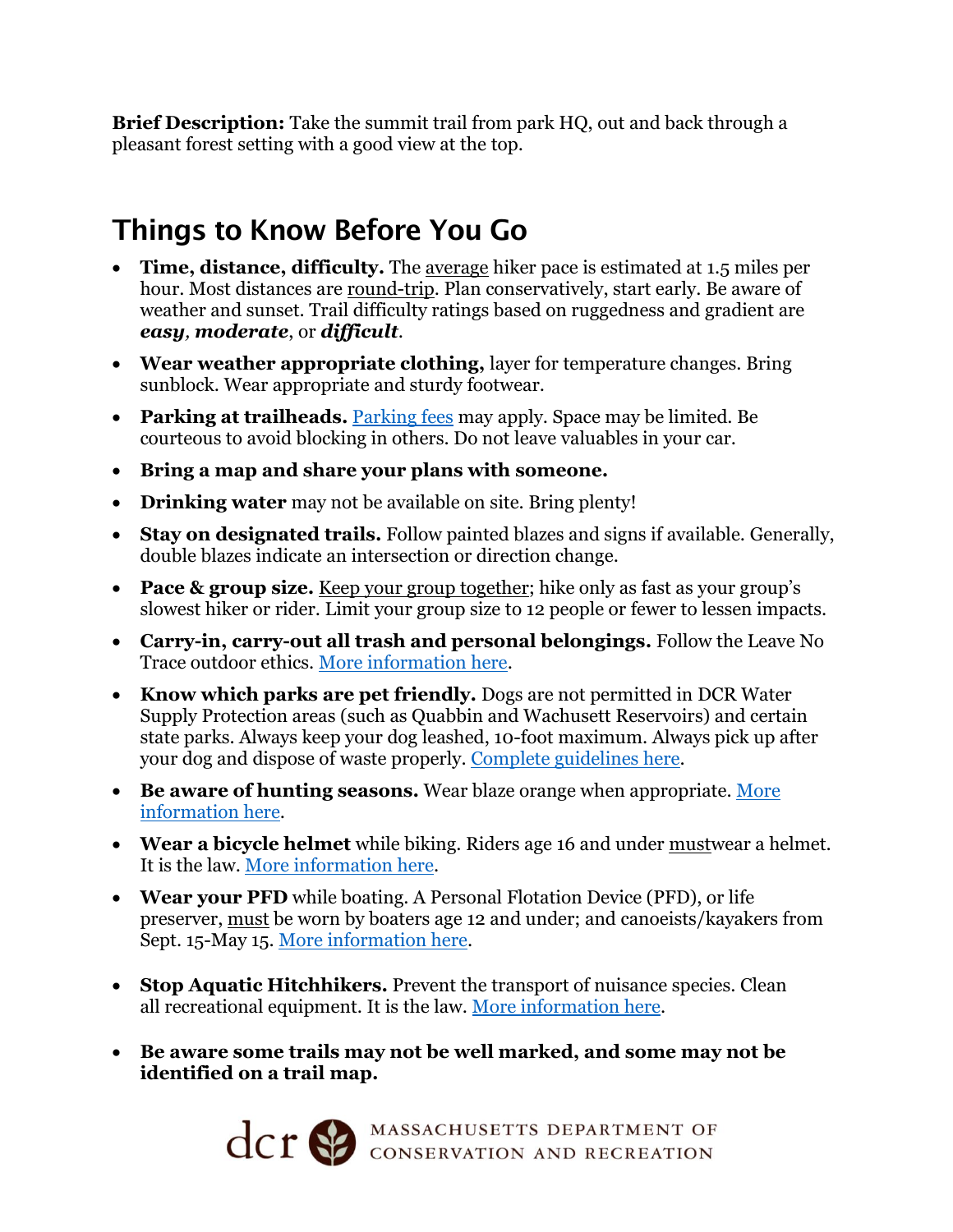**Brief Description:** Take the summit trail from park HQ, out and back through a pleasant forest setting with a good view at the top.

## Things to Know Before You Go

- **Time, distance, difficulty.** The average hiker pace is estimated at 1.5 miles per hour. Most distances are round-trip. Plan conservatively, start early. Be aware of weather and sunset. Trail difficulty ratings based on ruggedness and gradient are ***easy***, ***moderate***, or ***difficult***.
- **Wear weather appropriate clothing,** layer for temperature changes. Bring sunblock. Wear appropriate and sturdy footwear.
- **Parking at trailheads.** [Parking fees]() may apply. Space may be limited. Be courteous to avoid blocking in others. Do not leave valuables in your car.
- **Bring a map and share your plans with someone.**
- **Drinking water** may not be available on site. Bring plenty!
- **Stay on designated trails.** Follow painted blazes and signs if available. Generally, double blazes indicate an intersection or direction change.
- **Pace & group size.** Keep your group together; hike only as fast as your group's slowest hiker or rider. Limit your group size to 12 people or fewer to lessen impacts.
- **Carry-in, carry-out all trash and personal belongings.** Follow the Leave No Trace outdoor ethics. [More information here]().
- **Know which parks are pet friendly.** Dogs are not permitted in DCR Water Supply Protection areas (such as Quabbin and Wachusett Reservoirs) and certain state parks. Always keep your dog leashed, 10-foot maximum. Always pick up after your dog and dispose of waste properly. [Complete guidelines here]().
- **Be aware of hunting seasons.** Wear blaze orange when appropriate. [More information here]().
- **Wear a bicycle helmet** while biking. Riders age 16 and under mustwear a helmet. It is the law. [More information here]().
- **Wear your PFD** while boating. A Personal Flotation Device (PFD), or life preserver, must be worn by boaters age 12 and under; and canoeists/kayakers from Sept. 15-May 15. [More information here]().
- **Stop Aquatic Hitchhikers.** Prevent the transport of nuisance species. Clean all recreational equipment. It is the law. [More information here]().
- **Be aware some trails may not be well marked, and some may not be identified on a trail map.**

dcr MASSACHUSETTS DEPARTMENT OF CONSERVATION AND RECREATION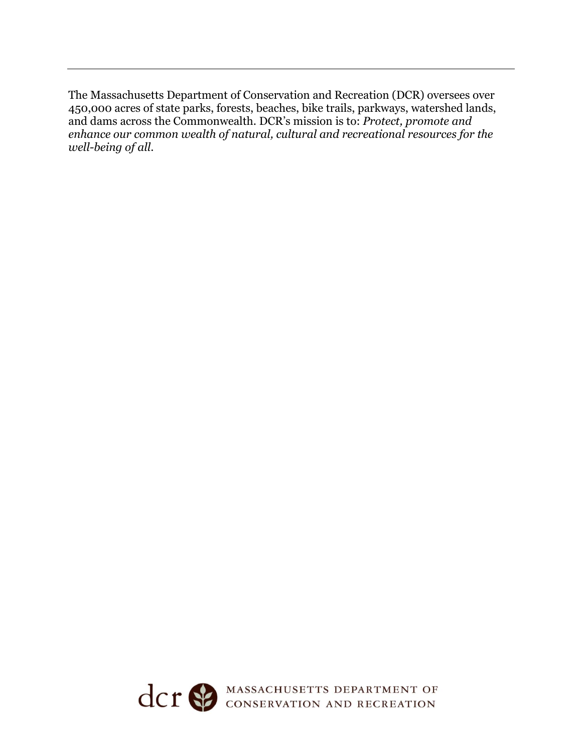The Massachusetts Department of Conservation and Recreation (DCR) oversees over 450,000 acres of state parks, forests, beaches, bike trails, parkways, watershed lands, and dams across the Commonwealth. DCR's mission is to: *Protect, promote and enhance our common wealth of natural, cultural and recreational resources for the well-being of all.*

dcr MASSACHUSETTS DEPARTMENT OF CONSERVATION AND RECREATION